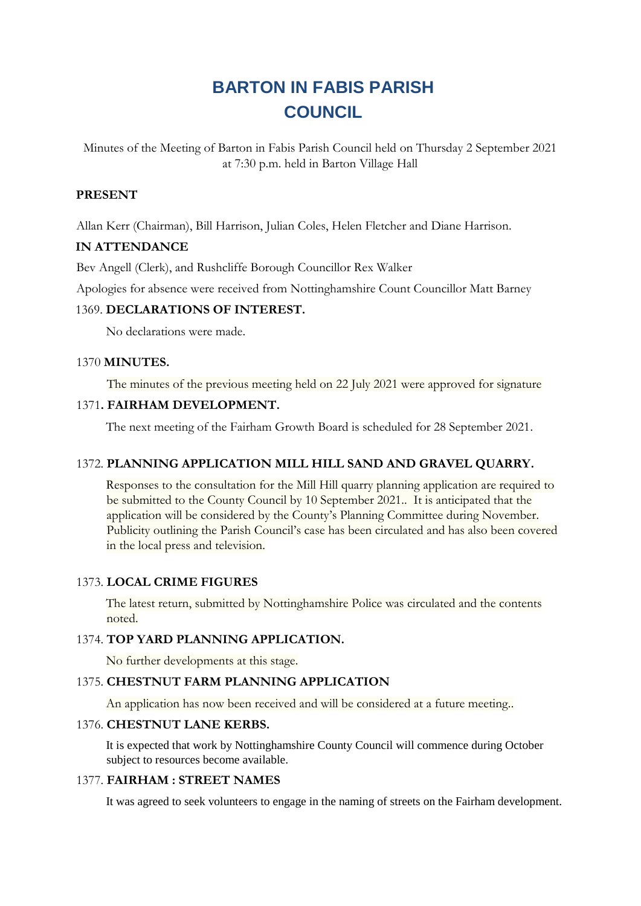# BARTON IN FABIS PARISH COUNCIL

Minutes of the Meeting of Barton in Fabis Parish Council held on Thursday 2 September 2021 at 7:30 p.m. held in Barton Village Hall

**PRESENT**

Allan Kerr (Chairman), Bill Harrison, Julian Coles, Helen Fletcher and Diane Harrison.

**IN ATTENDANCE**

Bev Angell (Clerk), and Rushcliffe Borough Councillor Rex Walker

Apologies for absence were received from Nottinghamshire Count Councillor Matt Barney

1369. **DECLARATIONS OF INTEREST.**

No declarations were made.

1370 **MINUTES.**

The minutes of the previous meeting held on 22 July 2021 were approved for signature

1371**. FAIRHAM DEVELOPMENT.**

The next meeting of the Fairham Growth Board is scheduled for 28 September 2021.

1372. **PLANNING APPLICATION MILL HILL SAND AND GRAVEL QUARRY.**

Responses to the consultation for the Mill Hill quarry planning application are required to be submitted to the County Council by 10 September 2021.. It is anticipated that the application will be considered by the County's Planning Committee during November. Publicity outlining the Parish Council's case has been circulated and has also been covered in the local press and television.

1373. **LOCAL CRIME FIGURES**

The latest return, submitted by Nottinghamshire Police was circulated and the contents noted.

1374. **TOP YARD PLANNING APPLICATION.**

No further developments at this stage.

1375. **CHESTNUT FARM PLANNING APPLICATION**

An application has now been received and will be considered at a future meeting..

1376. **CHESTNUT LANE KERBS.**

It is expected that work by Nottinghamshire County Council will commence during October subject to resources become available.

1377. **FAIRHAM : STREET NAMES**

It was agreed to seek volunteers to engage in the naming of streets on the Fairham development.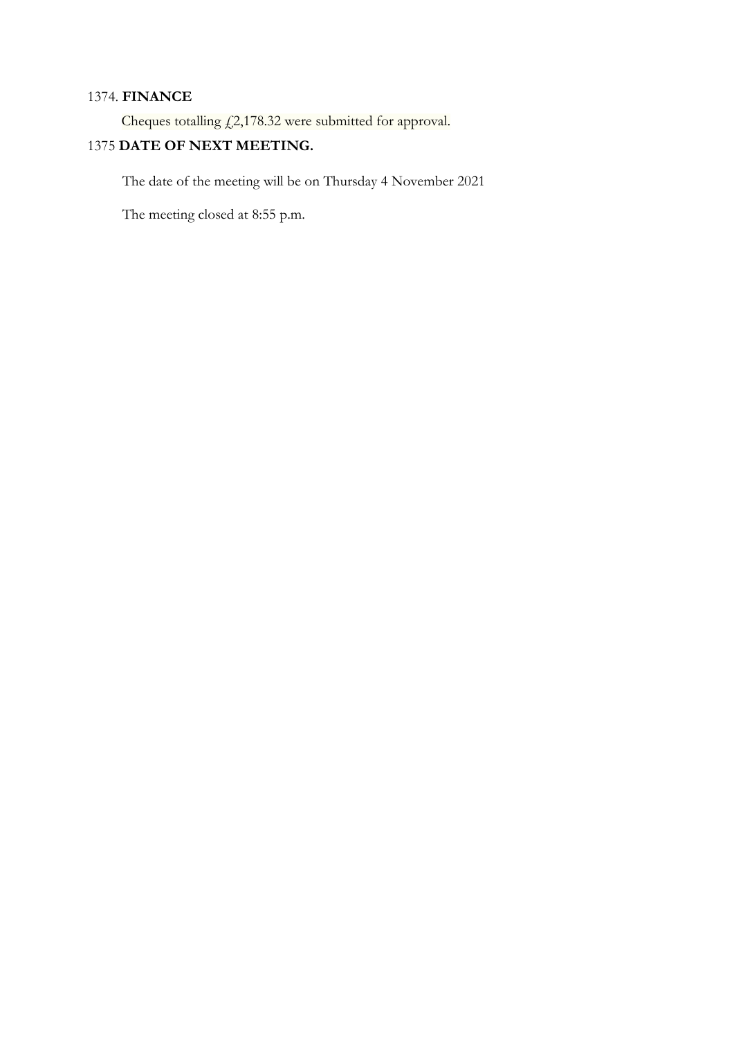1374. **FINANCE**

Cheques totalling £2,178.32 were submitted for approval.

1375 **DATE OF NEXT MEETING.**

The date of the meeting will be on Thursday 4 November 2021

The meeting closed at 8:55 p.m.